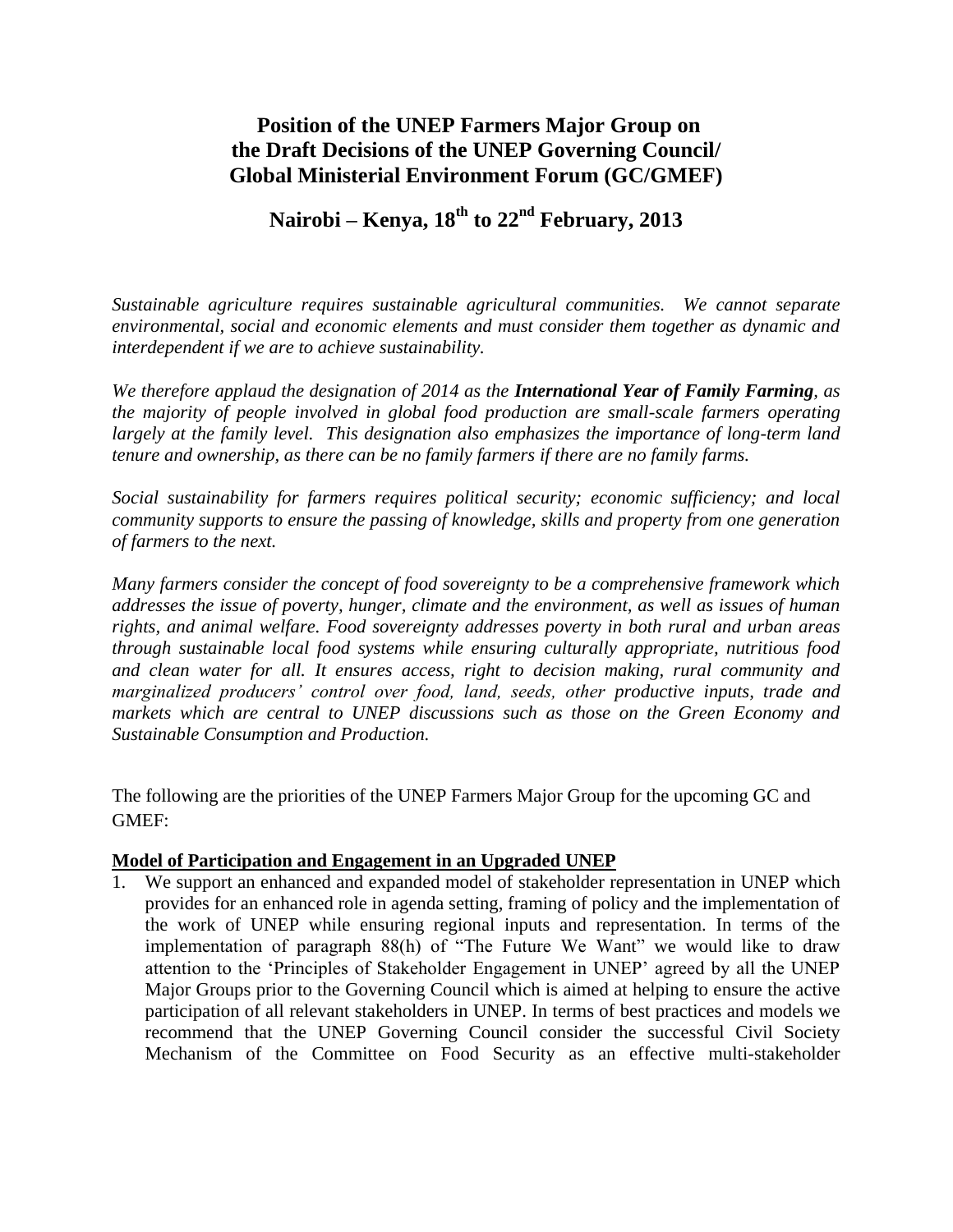# Position of the UNEP Farmers Major Group on the Draft Decisions of the UNEP Governing Council/ Global Ministerial Environment Forum (GC/GMEF)

## Nairobi – Kenya, 18th to 22nd February, 2013

*Sustainable agriculture requires sustainable agricultural communities. We cannot separate environmental, social and economic elements and must consider them together as dynamic and interdependent if we are to achieve sustainability.*

*We therefore applaud the designation of 2014 as the **International Year of Family Farming**, as the majority of people involved in global food production are small-scale farmers operating largely at the family level. This designation also emphasizes the importance of long-term land tenure and ownership, as there can be no family farmers if there are no family farms.*

*Social sustainability for farmers requires political security; economic sufficiency; and local community supports to ensure the passing of knowledge, skills and property from one generation of farmers to the next.*

*Many farmers consider the concept of food sovereignty to be a comprehensive framework which addresses the issue of poverty, hunger, climate and the environment, as well as issues of human rights, and animal welfare. Food sovereignty addresses poverty in both rural and urban areas through sustainable local food systems while ensuring culturally appropriate, nutritious food and clean water for all. It ensures access, right to decision making, rural community and marginalized producers' control over food, land, seeds, other productive inputs, trade and markets which are central to UNEP discussions such as those on the Green Economy and Sustainable Consumption and Production.*

The following are the priorities of the UNEP Farmers Major Group for the upcoming GC and GMEF:

**Model of Participation and Engagement in an Upgraded UNEP**

1. We support an enhanced and expanded model of stakeholder representation in UNEP which provides for an enhanced role in agenda setting, framing of policy and the implementation of the work of UNEP while ensuring regional inputs and representation. In terms of the implementation of paragraph 88(h) of "The Future We Want" we would like to draw attention to the 'Principles of Stakeholder Engagement in UNEP' agreed by all the UNEP Major Groups prior to the Governing Council which is aimed at helping to ensure the active participation of all relevant stakeholders in UNEP. In terms of best practices and models we recommend that the UNEP Governing Council consider the successful Civil Society Mechanism of the Committee on Food Security as an effective multi-stakeholder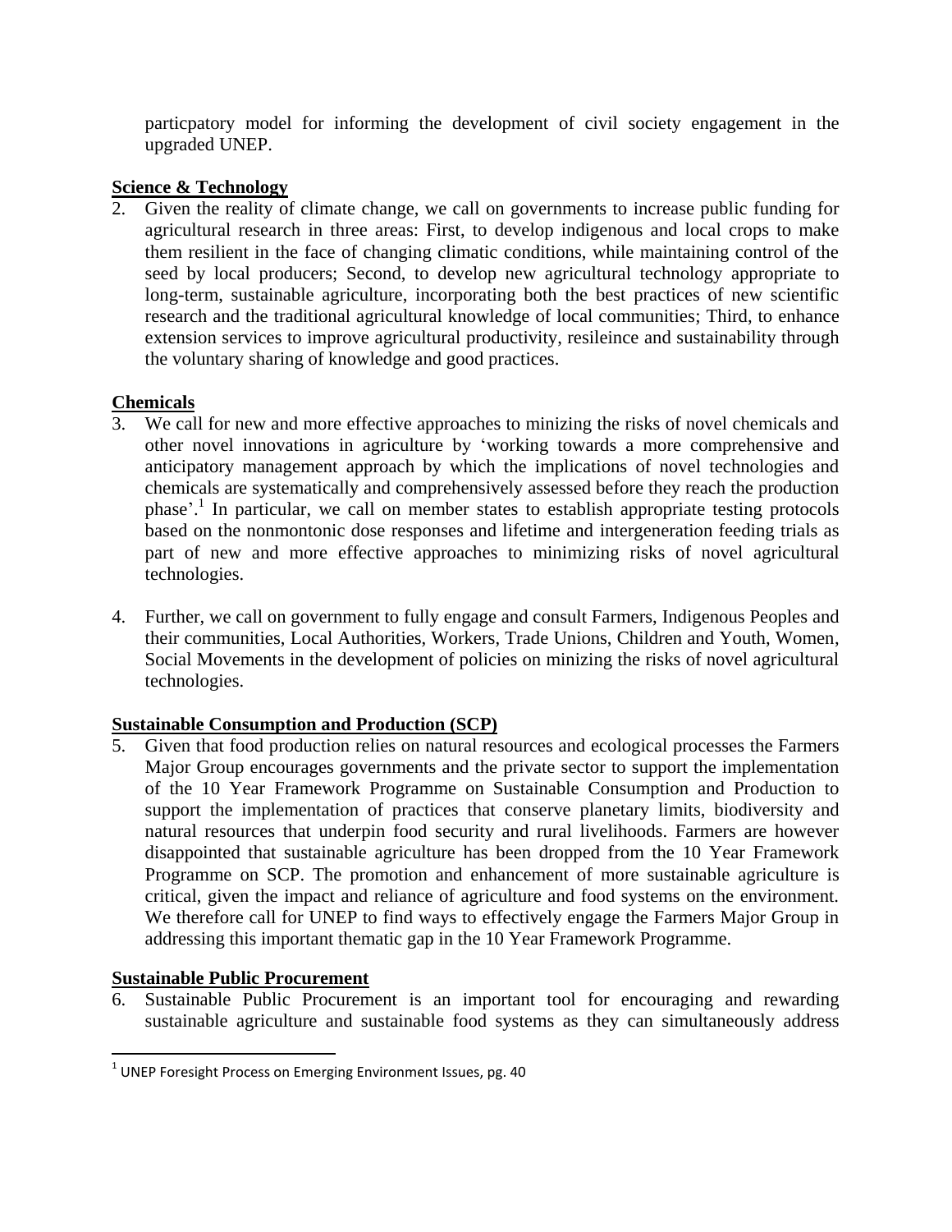particpatory model for informing the development of civil society engagement in the upgraded UNEP.

**Science & Technology**

2. Given the reality of climate change, we call on governments to increase public funding for agricultural research in three areas: First, to develop indigenous and local crops to make them resilient in the face of changing climatic conditions, while maintaining control of the seed by local producers; Second, to develop new agricultural technology appropriate to long-term, sustainable agriculture, incorporating both the best practices of new scientific research and the traditional agricultural knowledge of local communities; Third, to enhance extension services to improve agricultural productivity, resileince and sustainability through the voluntary sharing of knowledge and good practices.

**Chemicals**

3. We call for new and more effective approaches to minizing the risks of novel chemicals and other novel innovations in agriculture by 'working towards a more comprehensive and anticipatory management approach by which the implications of novel technologies and chemicals are systematically and comprehensively assessed before they reach the production phase'.[1] In particular, we call on member states to establish appropriate testing protocols based on the nonmontonic dose responses and lifetime and intergeneration feeding trials as part of new and more effective approaches to minimizing risks of novel agricultural technologies.

4. Further, we call on government to fully engage and consult Farmers, Indigenous Peoples and their communities, Local Authorities, Workers, Trade Unions, Children and Youth, Women, Social Movements in the development of policies on minizing the risks of novel agricultural technologies.

**Sustainable Consumption and Production (SCP)**

5. Given that food production relies on natural resources and ecological processes the Farmers Major Group encourages governments and the private sector to support the implementation of the 10 Year Framework Programme on Sustainable Consumption and Production to support the implementation of practices that conserve planetary limits, biodiversity and natural resources that underpin food security and rural livelihoods. Farmers are however disappointed that sustainable agriculture has been dropped from the 10 Year Framework Programme on SCP. The promotion and enhancement of more sustainable agriculture is critical, given the impact and reliance of agriculture and food systems on the environment. We therefore call for UNEP to find ways to effectively engage the Farmers Major Group in addressing this important thematic gap in the 10 Year Framework Programme.

**Sustainable Public Procurement**

6. Sustainable Public Procurement is an important tool for encouraging and rewarding sustainable agriculture and sustainable food systems as they can simultaneously address

[1] UNEP Foresight Process on Emerging Environment Issues, pg. 40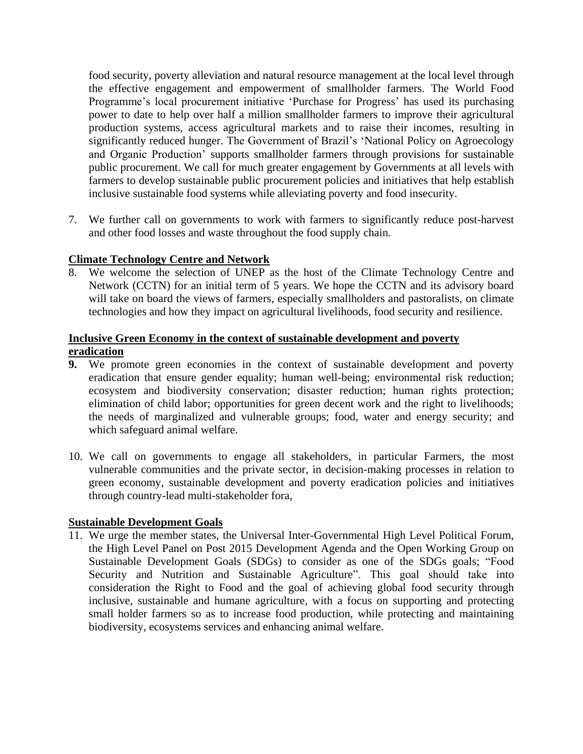food security, poverty alleviation and natural resource management at the local level through the effective engagement and empowerment of smallholder farmers. The World Food Programme's local procurement initiative 'Purchase for Progress' has used its purchasing power to date to help over half a million smallholder farmers to improve their agricultural production systems, access agricultural markets and to raise their incomes, resulting in significantly reduced hunger. The Government of Brazil's 'National Policy on Agroecology and Organic Production' supports smallholder farmers through provisions for sustainable public procurement. We call for much greater engagement by Governments at all levels with farmers to develop sustainable public procurement policies and initiatives that help establish inclusive sustainable food systems while alleviating poverty and food insecurity.

7. We further call on governments to work with farmers to significantly reduce post-harvest and other food losses and waste throughout the food supply chain.

**Climate Technology Centre and Network**

8. We welcome the selection of UNEP as the host of the Climate Technology Centre and Network (CCTN) for an initial term of 5 years. We hope the CCTN and its advisory board will take on board the views of farmers, especially smallholders and pastoralists, on climate technologies and how they impact on agricultural livelihoods, food security and resilience.

**Inclusive Green Economy in the context of sustainable development and poverty eradication**

9. We promote green economies in the context of sustainable development and poverty eradication that ensure gender equality; human well-being; environmental risk reduction; ecosystem and biodiversity conservation; disaster reduction; human rights protection; elimination of child labor; opportunities for green decent work and the right to livelihoods; the needs of marginalized and vulnerable groups; food, water and energy security; and which safeguard animal welfare.

10. We call on governments to engage all stakeholders, in particular Farmers, the most vulnerable communities and the private sector, in decision-making processes in relation to green economy, sustainable development and poverty eradication policies and initiatives through country-lead multi-stakeholder fora,

**Sustainable Development Goals**

11. We urge the member states, the Universal Inter-Governmental High Level Political Forum, the High Level Panel on Post 2015 Development Agenda and the Open Working Group on Sustainable Development Goals (SDGs) to consider as one of the SDGs goals; "Food Security and Nutrition and Sustainable Agriculture". This goal should take into consideration the Right to Food and the goal of achieving global food security through inclusive, sustainable and humane agriculture, with a focus on supporting and protecting small holder farmers so as to increase food production, while protecting and maintaining biodiversity, ecosystems services and enhancing animal welfare.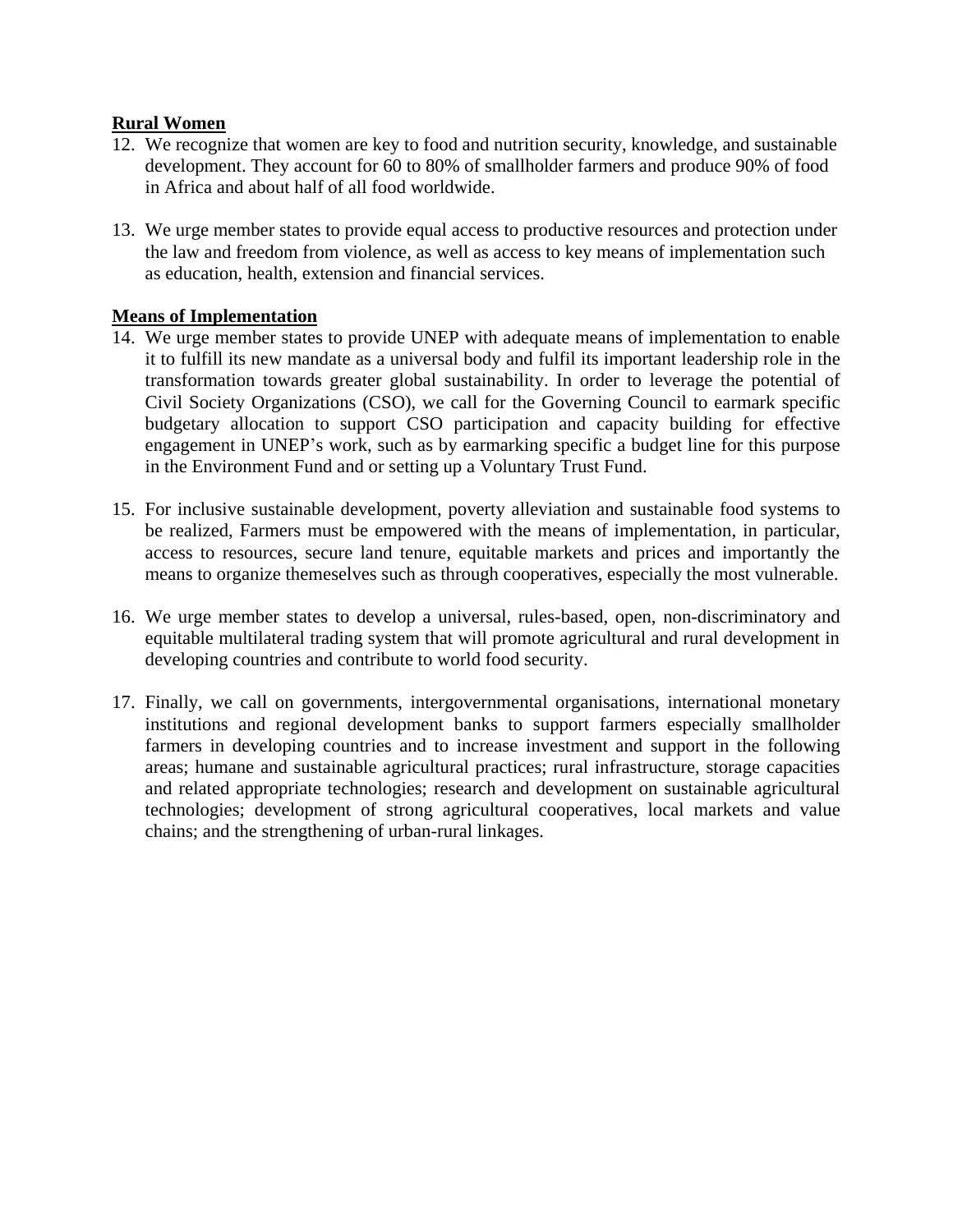**Rural Women**

12. We recognize that women are key to food and nutrition security, knowledge, and sustainable development. They account for 60 to 80% of smallholder farmers and produce 90% of food in Africa and about half of all food worldwide.

13. We urge member states to provide equal access to productive resources and protection under the law and freedom from violence, as well as access to key means of implementation such as education, health, extension and financial services.

**Means of Implementation**

14. We urge member states to provide UNEP with adequate means of implementation to enable it to fulfill its new mandate as a universal body and fulfil its important leadership role in the transformation towards greater global sustainability. In order to leverage the potential of Civil Society Organizations (CSO), we call for the Governing Council to earmark specific budgetary allocation to support CSO participation and capacity building for effective engagement in UNEP's work, such as by earmarking specific a budget line for this purpose in the Environment Fund and or setting up a Voluntary Trust Fund.

15. For inclusive sustainable development, poverty alleviation and sustainable food systems to be realized, Farmers must be empowered with the means of implementation, in particular, access to resources, secure land tenure, equitable markets and prices and importantly the means to organize themeselves such as through cooperatives, especially the most vulnerable.

16. We urge member states to develop a universal, rules-based, open, non-discriminatory and equitable multilateral trading system that will promote agricultural and rural development in developing countries and contribute to world food security.

17. Finally, we call on governments, intergovernmental organisations, international monetary institutions and regional development banks to support farmers especially smallholder farmers in developing countries and to increase investment and support in the following areas; humane and sustainable agricultural practices; rural infrastructure, storage capacities and related appropriate technologies; research and development on sustainable agricultural technologies; development of strong agricultural cooperatives, local markets and value chains; and the strengthening of urban-rural linkages.